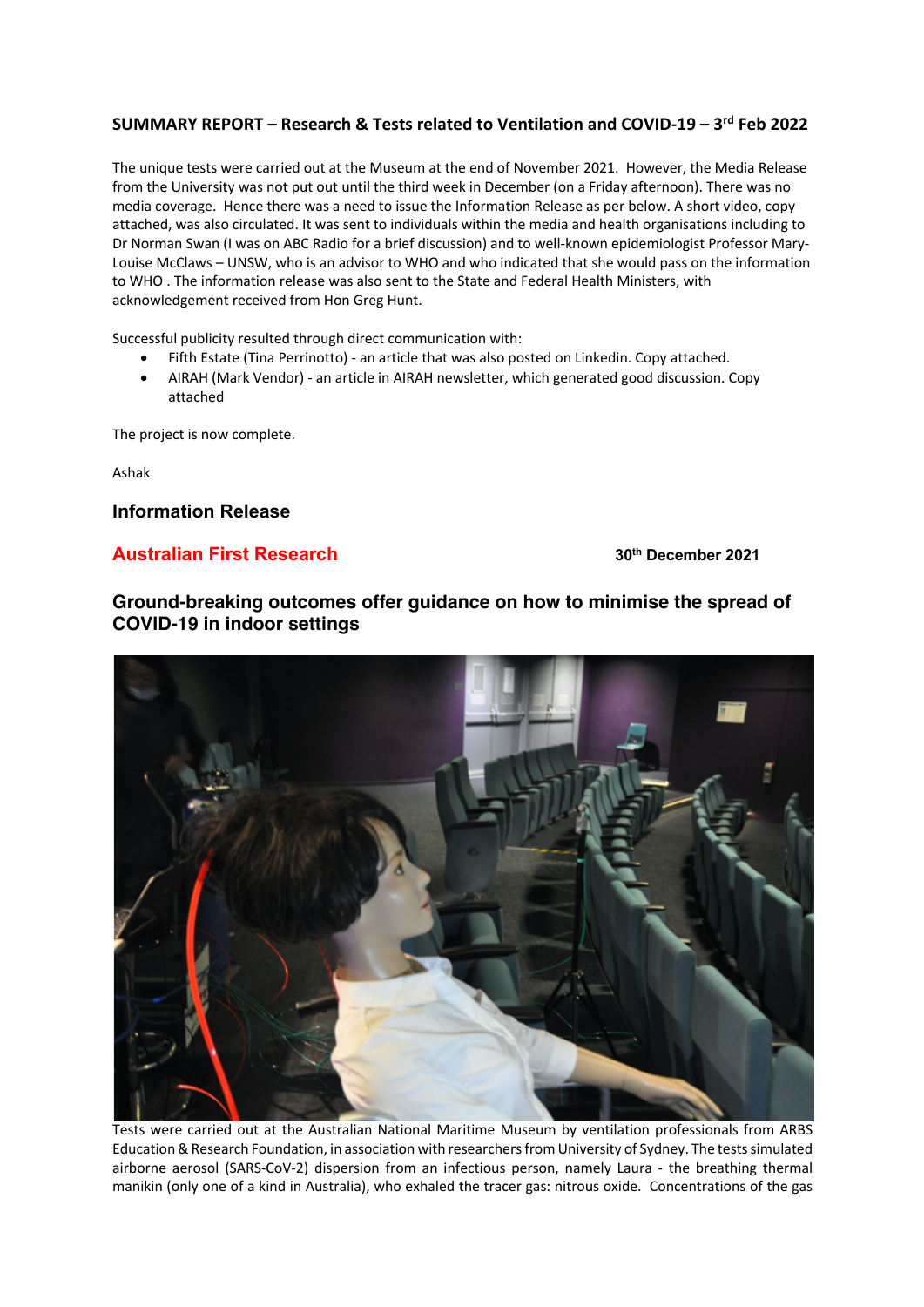**SUMMARY REPORT – Research & Tests related to Ventilation and COVID-19 – 3rd Feb 2022**

The unique tests were carried out at the Museum at the end of November 2021. However, the Media Release from the University was not put out until the third week in December (on a Friday afternoon). There was no media coverage. Hence there was a need to issue the Information Release as per below. A short video, copy attached, was also circulated. It was sent to individuals within the media and health organisations including to Dr Norman Swan (I was on ABC Radio for a brief discussion) and to well-known epidemiologist Professor Mary-Louise McClaws – UNSW, who is an advisor to WHO and who indicated that she would pass on the information to WHO . The information release was also sent to the State and Federal Health Ministers, with acknowledgement received from Hon Greg Hunt.

Successful publicity resulted through direct communication with:

- Fifth Estate (Tina Perrinotto) - an article that was also posted on Linkedin. Copy attached.
- AIRAH (Mark Vendor) - an article in AIRAH newsletter, which generated good discussion. Copy attached

The project is now complete.

Ashak

## Information Release

**Australian First Research** **30th December 2021**

## Ground-breaking outcomes offer guidance on how to minimise the spread of COVID-19 in indoor settings

Tests were carried out at the Australian National Maritime Museum by ventilation professionals from ARBS Education & Research Foundation, in association with researchers from University of Sydney. The tests simulated airborne aerosol (SARS-CoV-2) dispersion from an infectious person, namely Laura - the breathing thermal manikin (only one of a kind in Australia), who exhaled the tracer gas: nitrous oxide. Concentrations of the gas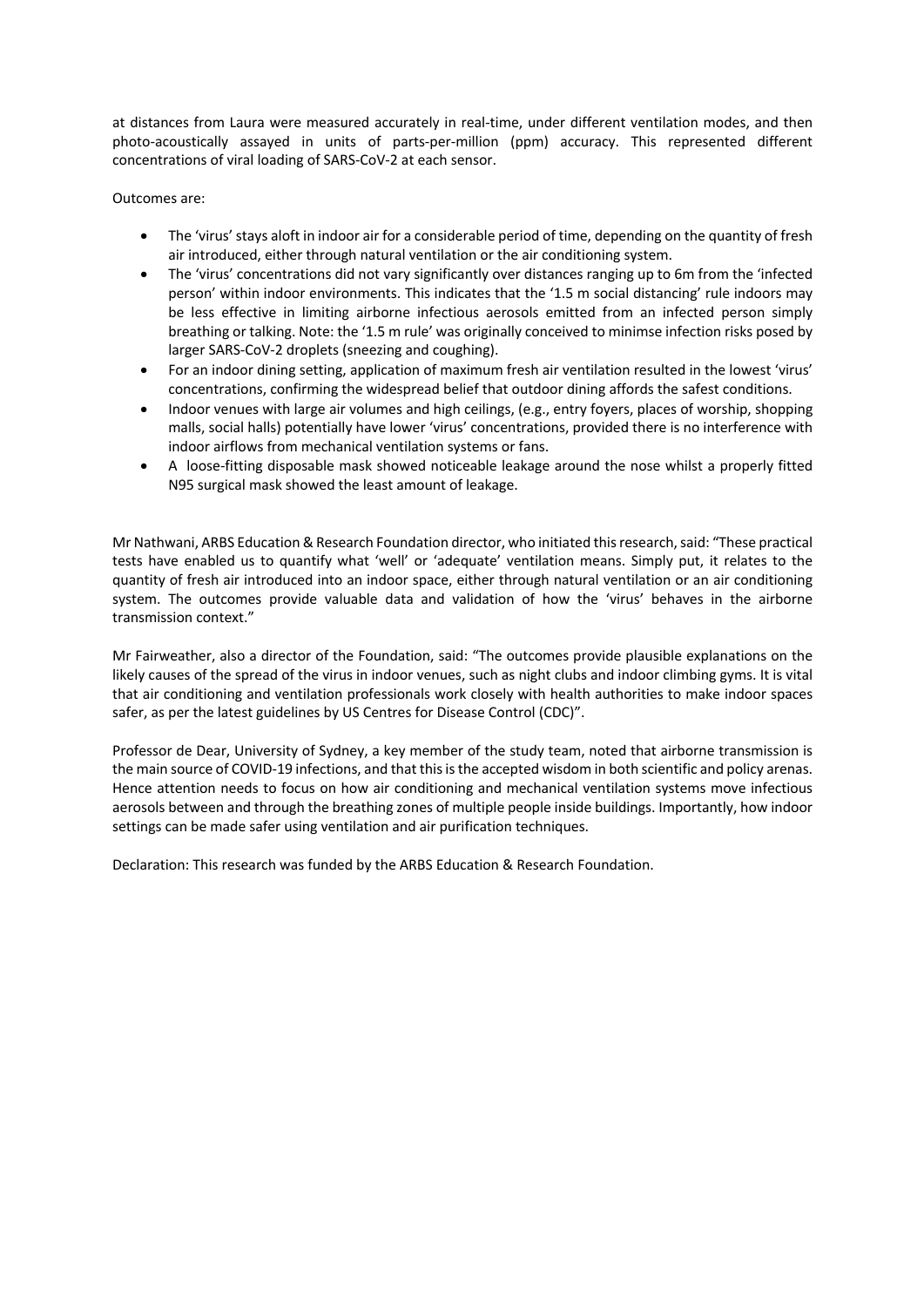at distances from Laura were measured accurately in real-time, under different ventilation modes, and then photo-acoustically assayed in units of parts-per-million (ppm) accuracy. This represented different concentrations of viral loading of SARS-CoV-2 at each sensor.

Outcomes are:

- The 'virus' stays aloft in indoor air for a considerable period of time, depending on the quantity of fresh air introduced, either through natural ventilation or the air conditioning system.
- The 'virus' concentrations did not vary significantly over distances ranging up to 6m from the 'infected person' within indoor environments. This indicates that the '1.5 m social distancing' rule indoors may be less effective in limiting airborne infectious aerosols emitted from an infected person simply breathing or talking. Note: the '1.5 m rule' was originally conceived to minimse infection risks posed by larger SARS-CoV-2 droplets (sneezing and coughing).
- For an indoor dining setting, application of maximum fresh air ventilation resulted in the lowest 'virus' concentrations, confirming the widespread belief that outdoor dining affords the safest conditions.
- Indoor venues with large air volumes and high ceilings, (e.g., entry foyers, places of worship, shopping malls, social halls) potentially have lower 'virus' concentrations, provided there is no interference with indoor airflows from mechanical ventilation systems or fans.
- A loose-fitting disposable mask showed noticeable leakage around the nose whilst a properly fitted N95 surgical mask showed the least amount of leakage.

Mr Nathwani, ARBS Education & Research Foundation director, who initiated this research, said: "These practical tests have enabled us to quantify what 'well' or 'adequate' ventilation means. Simply put, it relates to the quantity of fresh air introduced into an indoor space, either through natural ventilation or an air conditioning system. The outcomes provide valuable data and validation of how the 'virus' behaves in the airborne transmission context."

Mr Fairweather, also a director of the Foundation, said: "The outcomes provide plausible explanations on the likely causes of the spread of the virus in indoor venues, such as night clubs and indoor climbing gyms. It is vital that air conditioning and ventilation professionals work closely with health authorities to make indoor spaces safer, as per the latest guidelines by US Centres for Disease Control (CDC)".

Professor de Dear, University of Sydney, a key member of the study team, noted that airborne transmission is the main source of COVID-19 infections, and that this is the accepted wisdom in both scientific and policy arenas. Hence attention needs to focus on how air conditioning and mechanical ventilation systems move infectious aerosols between and through the breathing zones of multiple people inside buildings. Importantly, how indoor settings can be made safer using ventilation and air purification techniques.

Declaration: This research was funded by the ARBS Education & Research Foundation.